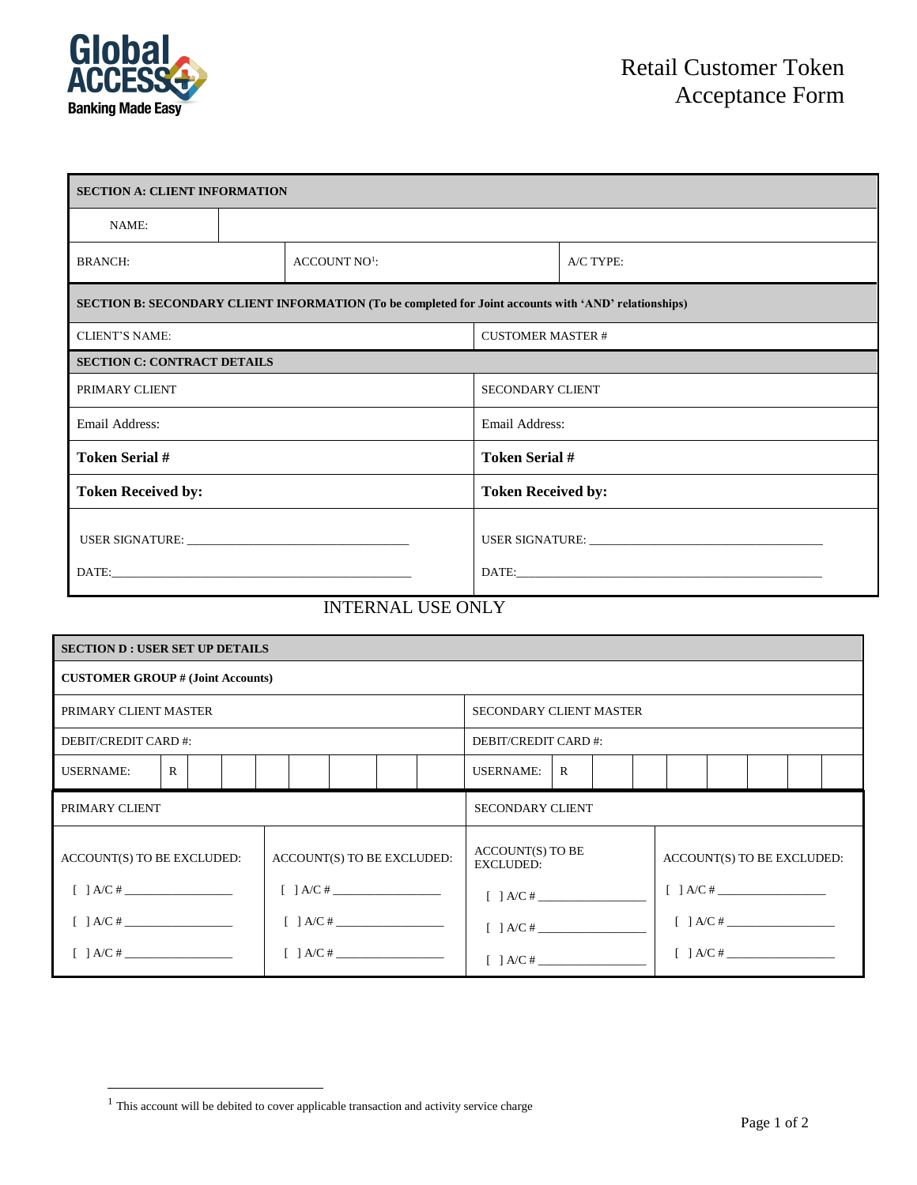Global ACCESS Banking Made Easy

# Retail Customer Token Acceptance Form

| SECTION A: CLIENT INFORMATION | | |
|---|---|---|
| NAME: | | |
| BRANCH: | ACCOUNT NO[1]: | A/C TYPE: |

| SECTION B: SECONDARY CLIENT INFORMATION (To be completed for Joint accounts with 'AND' relationships) | |
|---|---|
| CLIENT'S NAME: | CUSTOMER MASTER # |

| SECTION C: CONTRACT DETAILS | |
|---|---|
| PRIMARY CLIENT | SECONDARY CLIENT |
| Email Address: | Email Address: |
| **Token Serial #** | **Token Serial #** |
| **Token Received by:** | **Token Received by:** |
| USER SIGNATURE: ______________________ DATE: ______________________ | USER SIGNATURE: ______________________ DATE: ______________________ |

INTERNAL USE ONLY

| SECTION D : USER SET UP DETAILS | |
|---|---|
| **CUSTOMER GROUP # (Joint Accounts)** | |
| PRIMARY CLIENT MASTER | SECONDARY CLIENT MASTER |
| DEBIT/CREDIT CARD #: | DEBIT/CREDIT CARD #: |
| USERNAME: R | USERNAME: R |

| PRIMARY CLIENT | | SECONDARY CLIENT | |
|---|---|---|---|
| ACCOUNT(S) TO BE EXCLUDED: | ACCOUNT(S) TO BE EXCLUDED: | ACCOUNT(S) TO BE EXCLUDED: | ACCOUNT(S) TO BE EXCLUDED: |
| [ ] A/C # ____________ | [ ] A/C # ____________ | [ ] A/C # ____________ | [ ] A/C # ____________ |
| [ ] A/C # ____________ | [ ] A/C # ____________ | [ ] A/C # ____________ | [ ] A/C # ____________ |
| [ ] A/C # ____________ | [ ] A/C # ____________ | [ ] A/C # ____________ | [ ] A/C # ____________ |

[1] This account will be debited to cover applicable transaction and activity service charge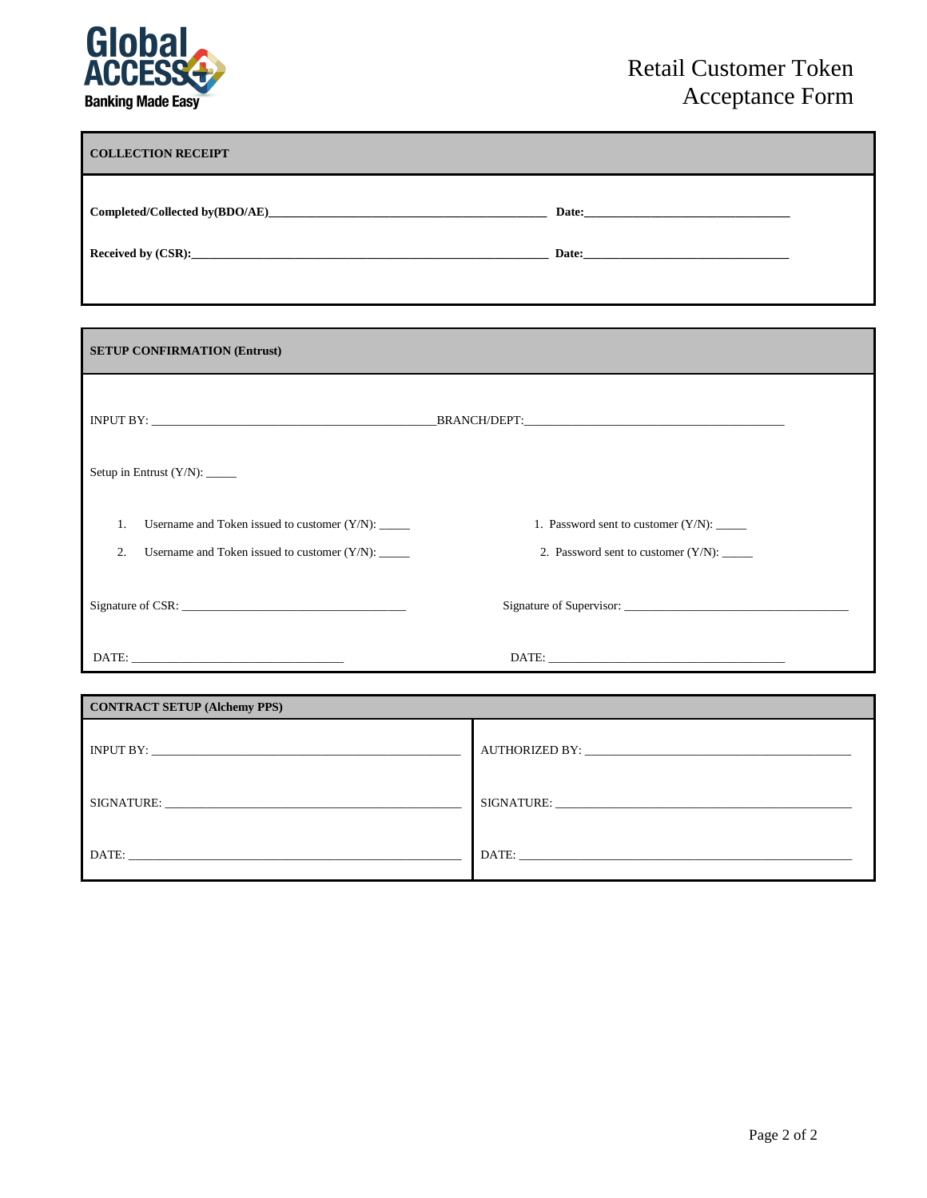Global ACCESS
Banking Made Easy

# Retail Customer Token Acceptance Form

## COLLECTION RECEIPT

**Completed/Collected by(BDO/AE)**_____________________________________________ **Date:**__________________________________

**Received by (CSR):**____________________________________________________________ **Date:**__________________________________

## SETUP CONFIRMATION (Entrust)

INPUT BY: _______________________________________________BRANCH/DEPT:___________________________________________

Setup in Entrust (Y/N): _____

1. Username and Token issued to customer (Y/N): _____
2. Username and Token issued to customer (Y/N): _____

1. Password sent to customer (Y/N): _____
2. Password sent to customer (Y/N): _____

Signature of CSR: _____________________________________

DATE: ___________________________________

Signature of Supervisor: _____________________________________

DATE: _______________________________________

## CONTRACT SETUP (Alchemy PPS)

| | |
|---|---|
| INPUT BY: ___________________________________________________ | AUTHORIZED BY: ____________________________________________ |
| SIGNATURE: _________________________________________________ | SIGNATURE: _________________________________________________ |
| DATE: ______________________________________________________ | DATE: ______________________________________________________ |